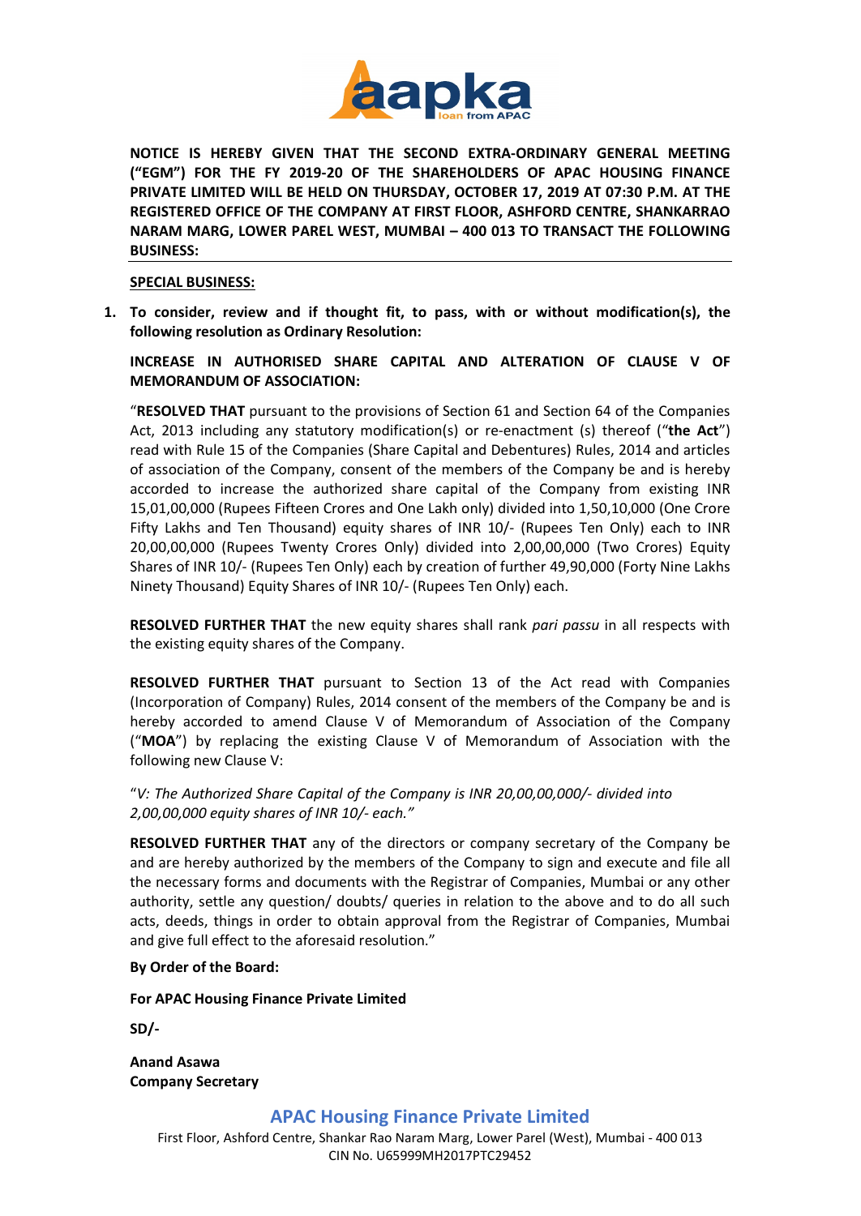**NOTICE IS HEREBY GIVEN THAT THE SECOND EXTRA-ORDINARY GENERAL MEETING ("EGM") FOR THE FY 2019-20 OF THE SHAREHOLDERS OF APAC HOUSING FINANCE PRIVATE LIMITED WILL BE HELD ON THURSDAY, OCTOBER 17, 2019 AT 07:30 P.M. AT THE REGISTERED OFFICE OF THE COMPANY AT FIRST FLOOR, ASHFORD CENTRE, SHANKARRAO NARAM MARG, LOWER PAREL WEST, MUMBAI – 400 013 TO TRANSACT THE FOLLOWING BUSINESS:**

**SPECIAL BUSINESS:**

1. **To consider, review and if thought fit, to pass, with or without modification(s), the following resolution as Ordinary Resolution:**

**INCREASE IN AUTHORISED SHARE CAPITAL AND ALTERATION OF CLAUSE V OF MEMORANDUM OF ASSOCIATION:**

"**RESOLVED THAT** pursuant to the provisions of Section 61 and Section 64 of the Companies Act, 2013 including any statutory modification(s) or re-enactment (s) thereof ("**the Act**") read with Rule 15 of the Companies (Share Capital and Debentures) Rules, 2014 and articles of association of the Company, consent of the members of the Company be and is hereby accorded to increase the authorized share capital of the Company from existing INR 15,01,00,000 (Rupees Fifteen Crores and One Lakh only) divided into 1,50,10,000 (One Crore Fifty Lakhs and Ten Thousand) equity shares of INR 10/- (Rupees Ten Only) each to INR 20,00,00,000 (Rupees Twenty Crores Only) divided into 2,00,00,000 (Two Crores) Equity Shares of INR 10/- (Rupees Ten Only) each by creation of further 49,90,000 (Forty Nine Lakhs Ninety Thousand) Equity Shares of INR 10/- (Rupees Ten Only) each.

**RESOLVED FURTHER THAT** the new equity shares shall rank *pari passu* in all respects with the existing equity shares of the Company.

**RESOLVED FURTHER THAT** pursuant to Section 13 of the Act read with Companies (Incorporation of Company) Rules, 2014 consent of the members of the Company be and is hereby accorded to amend Clause V of Memorandum of Association of the Company ("**MOA**") by replacing the existing Clause V of Memorandum of Association with the following new Clause V:

"*V: The Authorized Share Capital of the Company is INR 20,00,00,000/- divided into 2,00,00,000 equity shares of INR 10/- each.*"

**RESOLVED FURTHER THAT** any of the directors or company secretary of the Company be and are hereby authorized by the members of the Company to sign and execute and file all the necessary forms and documents with the Registrar of Companies, Mumbai or any other authority, settle any question/ doubts/ queries in relation to the above and to do all such acts, deeds, things in order to obtain approval from the Registrar of Companies, Mumbai and give full effect to the aforesaid resolution."

**By Order of the Board:**

**For APAC Housing Finance Private Limited**

**SD/-**

**Anand Asawa**
**Company Secretary**

**APAC Housing Finance Private Limited**
First Floor, Ashford Centre, Shankar Rao Naram Marg, Lower Parel (West), Mumbai - 400 013
CIN No. U65999MH2017PTC29452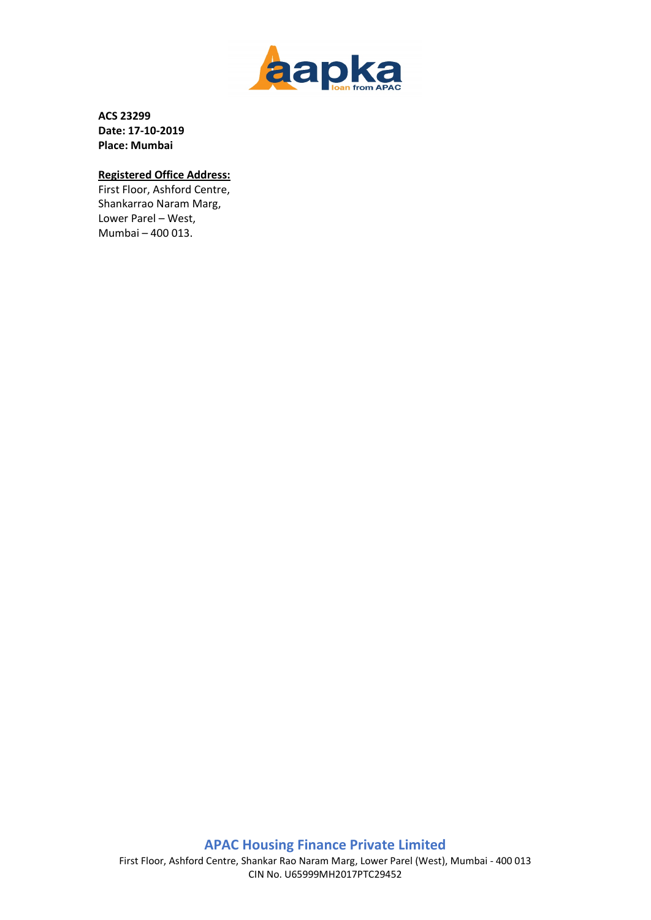**ACS 23299**
**Date: 17-10-2019**
**Place: Mumbai**

**Registered Office Address:**
First Floor, Ashford Centre,
Shankarrao Naram Marg,
Lower Parel – West,
Mumbai – 400 013.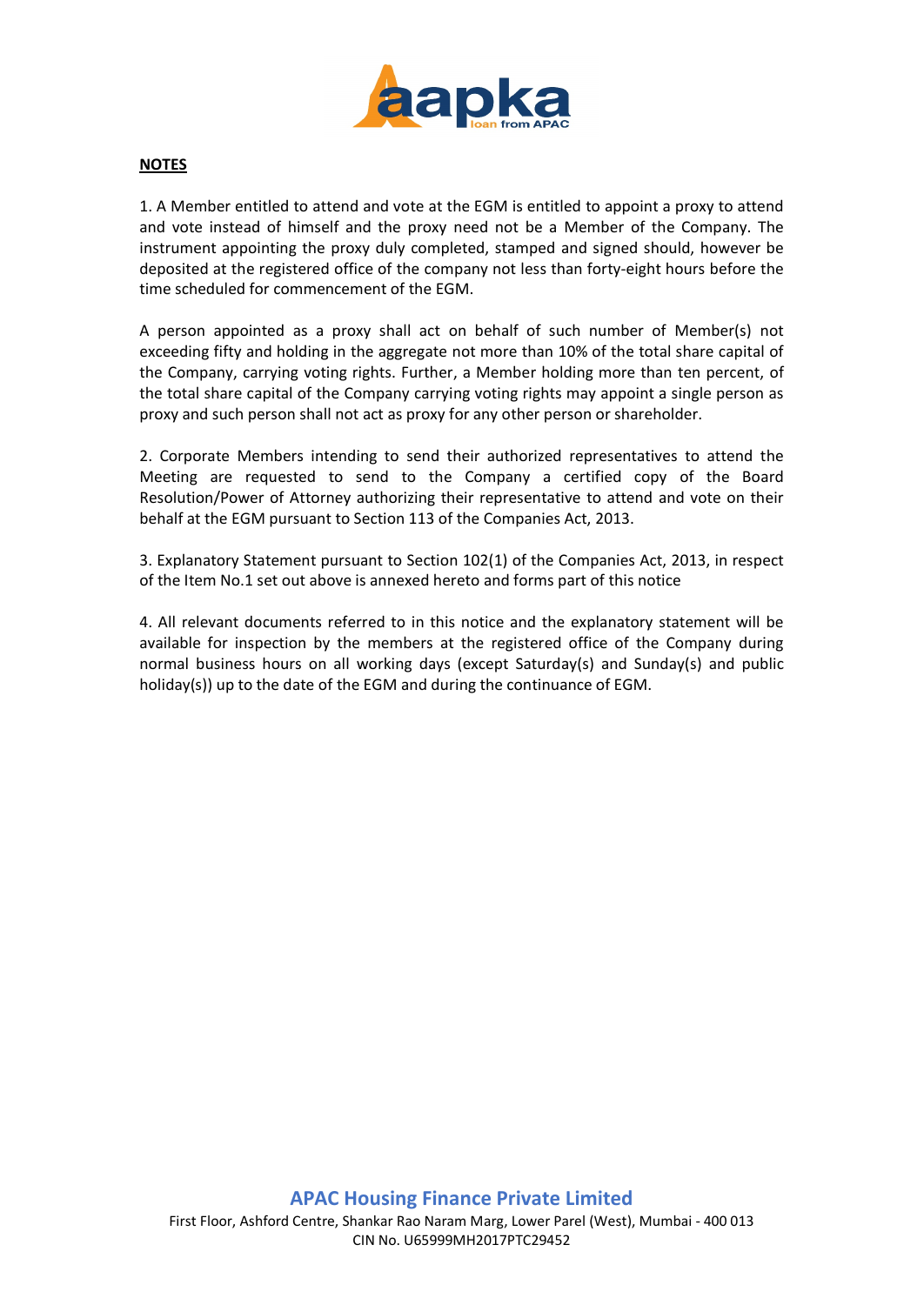**NOTES**

1. A Member entitled to attend and vote at the EGM is entitled to appoint a proxy to attend and vote instead of himself and the proxy need not be a Member of the Company. The instrument appointing the proxy duly completed, stamped and signed should, however be deposited at the registered office of the company not less than forty-eight hours before the time scheduled for commencement of the EGM.

A person appointed as a proxy shall act on behalf of such number of Member(s) not exceeding fifty and holding in the aggregate not more than 10% of the total share capital of the Company, carrying voting rights. Further, a Member holding more than ten percent, of the total share capital of the Company carrying voting rights may appoint a single person as proxy and such person shall not act as proxy for any other person or shareholder.

2. Corporate Members intending to send their authorized representatives to attend the Meeting are requested to send to the Company a certified copy of the Board Resolution/Power of Attorney authorizing their representative to attend and vote on their behalf at the EGM pursuant to Section 113 of the Companies Act, 2013.

3. Explanatory Statement pursuant to Section 102(1) of the Companies Act, 2013, in respect of the Item No.1 set out above is annexed hereto and forms part of this notice

4. All relevant documents referred to in this notice and the explanatory statement will be available for inspection by the members at the registered office of the Company during normal business hours on all working days (except Saturday(s) and Sunday(s) and public holiday(s)) up to the date of the EGM and during the continuance of EGM.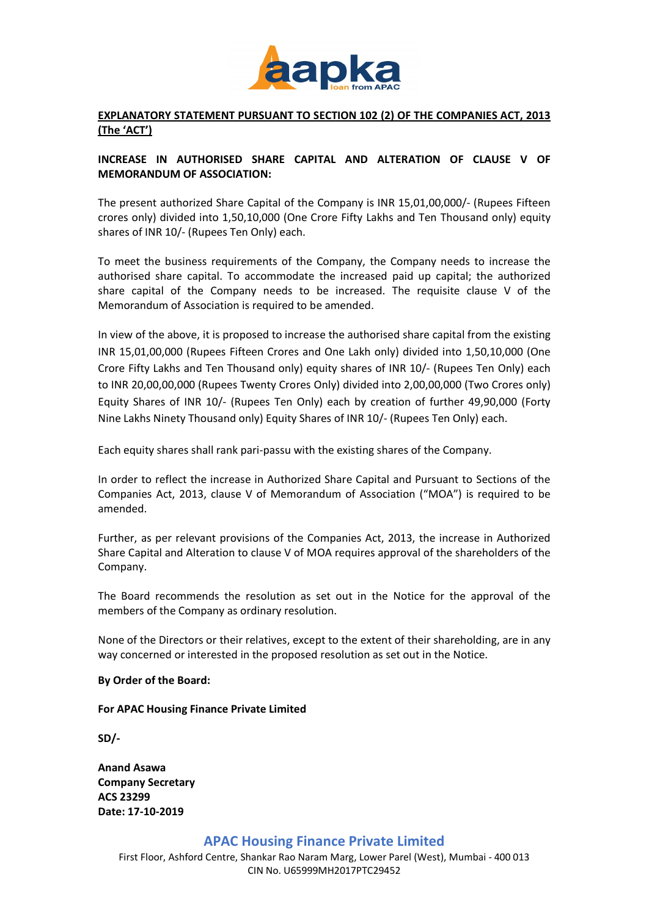**EXPLANATORY STATEMENT PURSUANT TO SECTION 102 (2) OF THE COMPANIES ACT, 2013 (The 'ACT')**

**INCREASE IN AUTHORISED SHARE CAPITAL AND ALTERATION OF CLAUSE V OF MEMORANDUM OF ASSOCIATION:**

The present authorized Share Capital of the Company is INR 15,01,00,000/- (Rupees Fifteen crores only) divided into 1,50,10,000 (One Crore Fifty Lakhs and Ten Thousand only) equity shares of INR 10/- (Rupees Ten Only) each.

To meet the business requirements of the Company, the Company needs to increase the authorised share capital. To accommodate the increased paid up capital; the authorized share capital of the Company needs to be increased. The requisite clause V of the Memorandum of Association is required to be amended.

In view of the above, it is proposed to increase the authorised share capital from the existing INR 15,01,00,000 (Rupees Fifteen Crores and One Lakh only) divided into 1,50,10,000 (One Crore Fifty Lakhs and Ten Thousand only) equity shares of INR 10/- (Rupees Ten Only) each to INR 20,00,00,000 (Rupees Twenty Crores Only) divided into 2,00,00,000 (Two Crores only) Equity Shares of INR 10/- (Rupees Ten Only) each by creation of further 49,90,000 (Forty Nine Lakhs Ninety Thousand only) Equity Shares of INR 10/- (Rupees Ten Only) each.

Each equity shares shall rank pari-passu with the existing shares of the Company.

In order to reflect the increase in Authorized Share Capital and Pursuant to Sections of the Companies Act, 2013, clause V of Memorandum of Association ("MOA") is required to be amended.

Further, as per relevant provisions of the Companies Act, 2013, the increase in Authorized Share Capital and Alteration to clause V of MOA requires approval of the shareholders of the Company.

The Board recommends the resolution as set out in the Notice for the approval of the members of the Company as ordinary resolution.

None of the Directors or their relatives, except to the extent of their shareholding, are in any way concerned or interested in the proposed resolution as set out in the Notice.

**By Order of the Board:**

**For APAC Housing Finance Private Limited**

**SD/-**

**Anand Asawa**
**Company Secretary**
**ACS 23299**
**Date: 17-10-2019**

**APAC Housing Finance Private Limited**
First Floor, Ashford Centre, Shankar Rao Naram Marg, Lower Parel (West), Mumbai - 400 013
CIN No. U65999MH2017PTC29452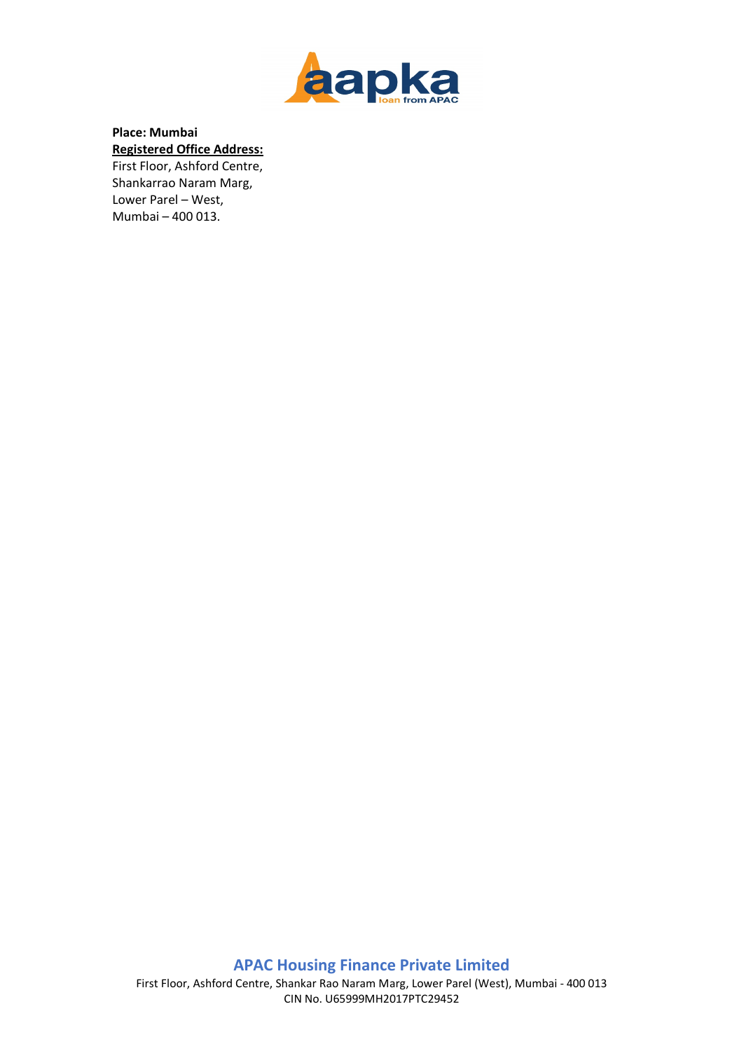**Place: Mumbai**

**<u>Registered Office Address:</u>**

First Floor, Ashford Centre,
Shankarrao Naram Marg,
Lower Parel – West,
Mumbai – 400 013.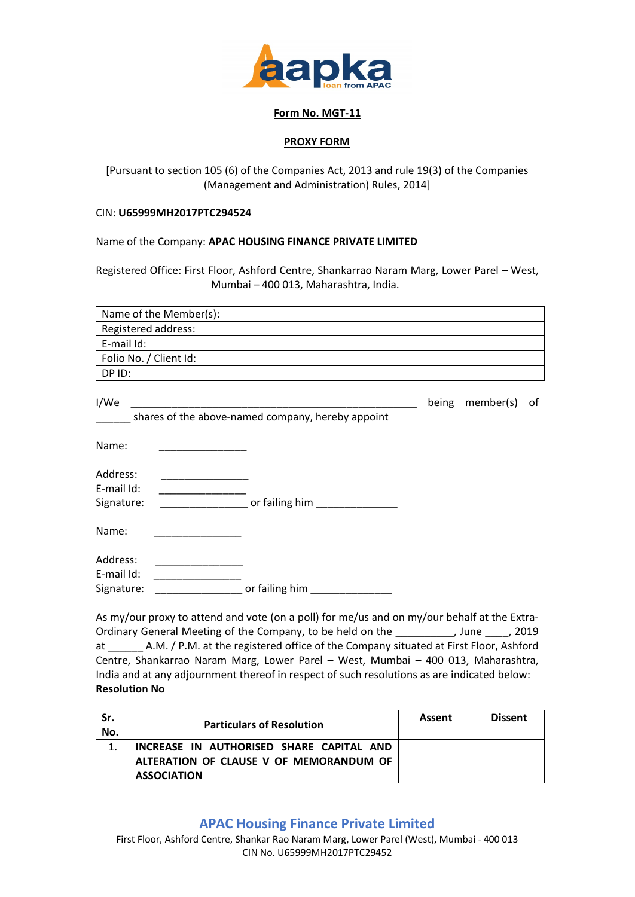**Form No. MGT-11**

**PROXY FORM**

[Pursuant to section 105 (6) of the Companies Act, 2013 and rule 19(3) of the Companies (Management and Administration) Rules, 2014]

CIN: **U65999MH2017PTC294524**

Name of the Company: **APAC HOUSING FINANCE PRIVATE LIMITED**

Registered Office: First Floor, Ashford Centre, Shankarrao Naram Marg, Lower Parel – West, Mumbai – 400 013, Maharashtra, India.

| Name of the Member(s): |
|---|
| Registered address: |
| E-mail Id: |
| Folio No. / Client Id: |
| DP ID: |

I/We ____________________________________________________ being member(s) of ______ shares of the above-named company, hereby appoint

Name: _______________

Address: _______________
E-mail Id: _______________
Signature: _______________ or failing him ______________

Name: _______________

Address: _______________
E-mail Id: _______________
Signature: _______________ or failing him ______________

As my/our proxy to attend and vote (on a poll) for me/us and on my/our behalf at the Extra-Ordinary General Meeting of the Company, to be held on the __________, June ____, 2019 at ______ A.M. / P.M. at the registered office of the Company situated at First Floor, Ashford Centre, Shankarrao Naram Marg, Lower Parel – West, Mumbai – 400 013, Maharashtra, India and at any adjournment thereof in respect of such resolutions as are indicated below:
**Resolution No**

| Sr. No. | Particulars of Resolution | Assent | Dissent |
|---|---|---|---|
| 1. | **INCREASE IN AUTHORISED SHARE CAPITAL AND ALTERATION OF CLAUSE V OF MEMORANDUM OF ASSOCIATION** | | |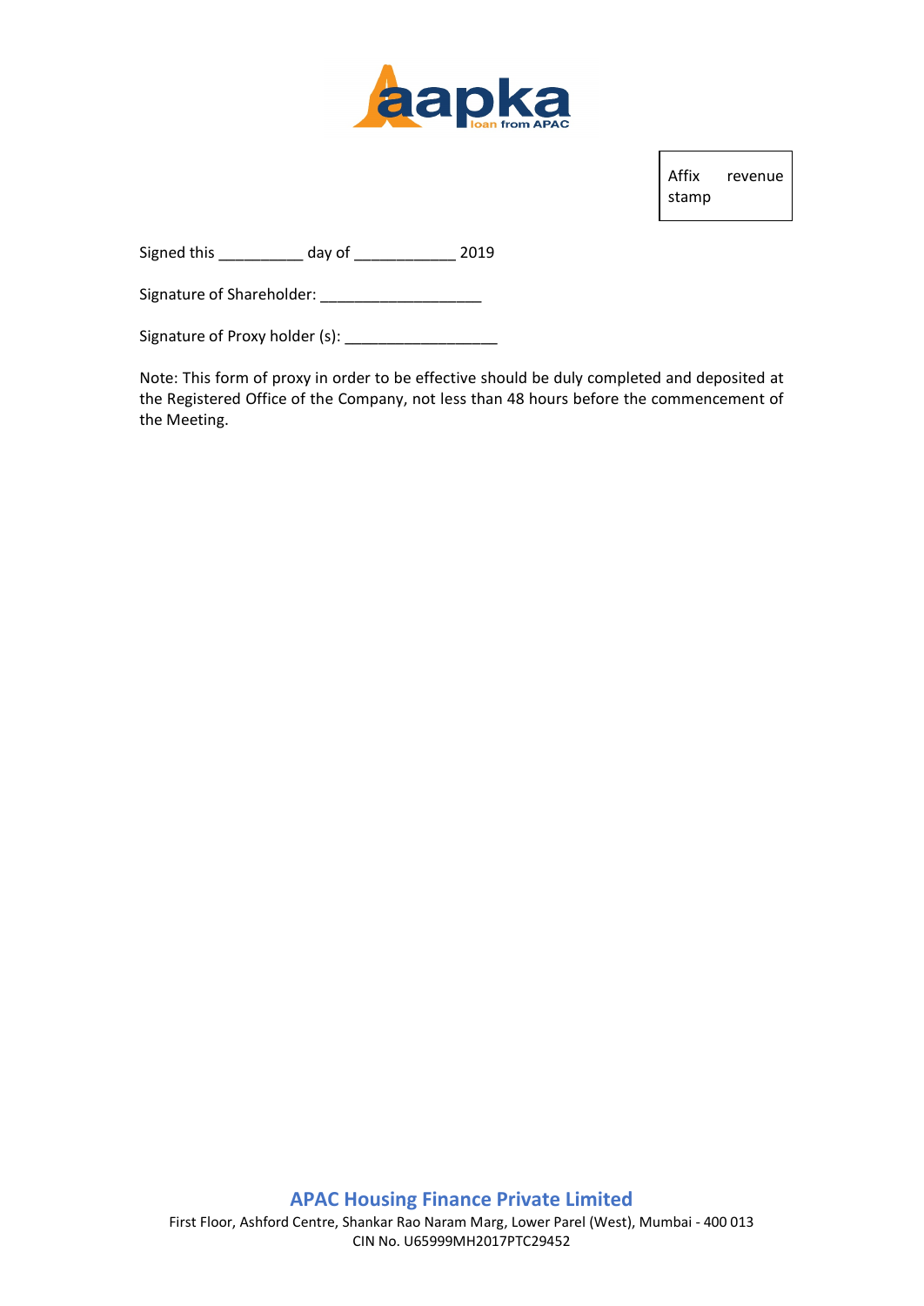Affix revenue stamp

Signed this __________ day of ____________ 2019

Signature of Shareholder: ___________________

Signature of Proxy holder (s): __________________

Note: This form of proxy in order to be effective should be duly completed and deposited at the Registered Office of the Company, not less than 48 hours before the commencement of the Meeting.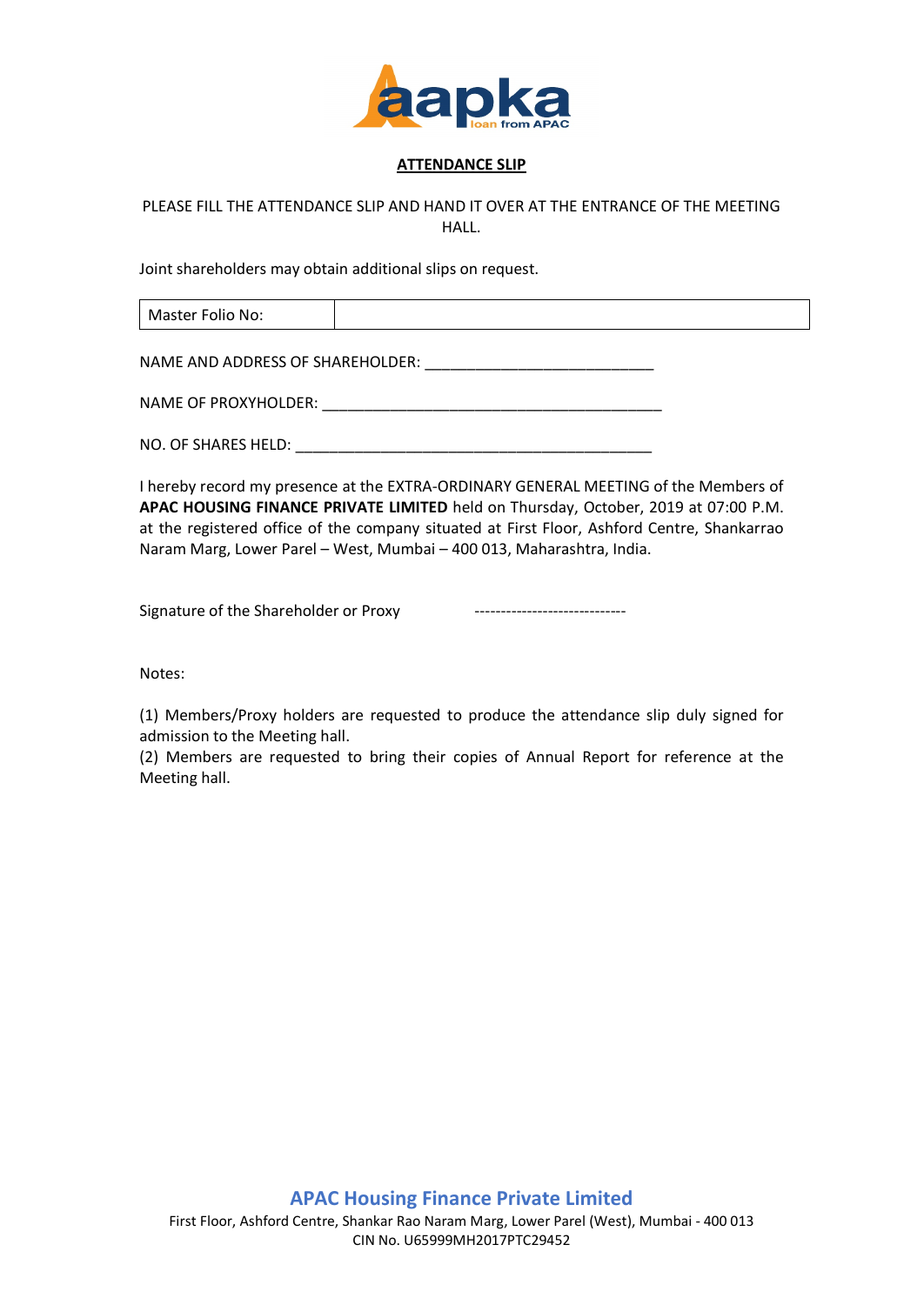**aapka**
loan from APAC

## ATTENDANCE SLIP

PLEASE FILL THE ATTENDANCE SLIP AND HAND IT OVER AT THE ENTRANCE OF THE MEETING HALL.

Joint shareholders may obtain additional slips on request.

| Master Folio No: | |
|---|---|

NAME AND ADDRESS OF SHAREHOLDER: ___________________________

NAME OF PROXYHOLDER: ________________________________________

NO. OF SHARES HELD: ___________________________________________

I hereby record my presence at the EXTRA-ORDINARY GENERAL MEETING of the Members of **APAC HOUSING FINANCE PRIVATE LIMITED** held on Thursday, October, 2019 at 07:00 P.M. at the registered office of the company situated at First Floor, Ashford Centre, Shankarrao Naram Marg, Lower Parel – West, Mumbai – 400 013, Maharashtra, India.

Signature of the Shareholder or Proxy -----------------------------

Notes:

(1) Members/Proxy holders are requested to produce the attendance slip duly signed for admission to the Meeting hall.
(2) Members are requested to bring their copies of Annual Report for reference at the Meeting hall.

**APAC Housing Finance Private Limited**
First Floor, Ashford Centre, Shankar Rao Naram Marg, Lower Parel (West), Mumbai - 400 013
CIN No. U65999MH2017PTC29452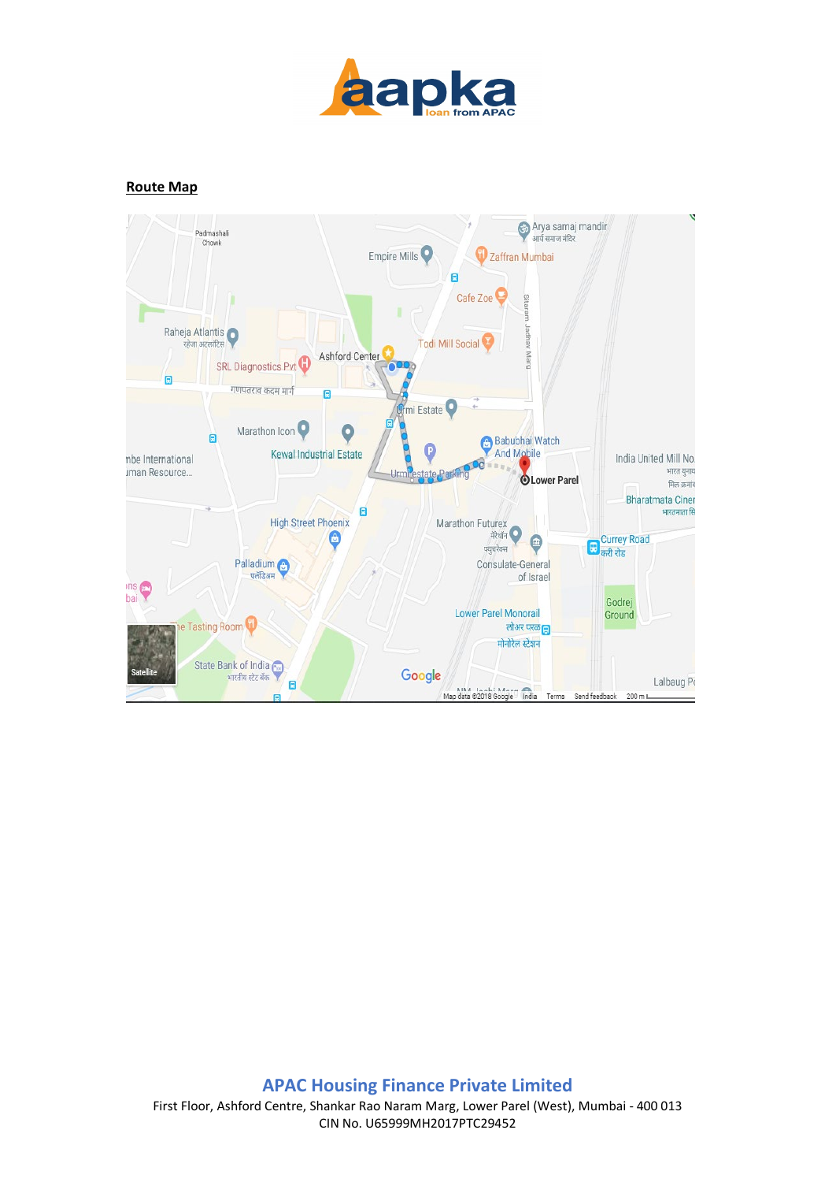## Route Map

**APAC Housing Finance Private Limited**

First Floor, Ashford Centre, Shankar Rao Naram Marg, Lower Parel (West), Mumbai - 400 013

CIN No. U65999MH2017PTC29452